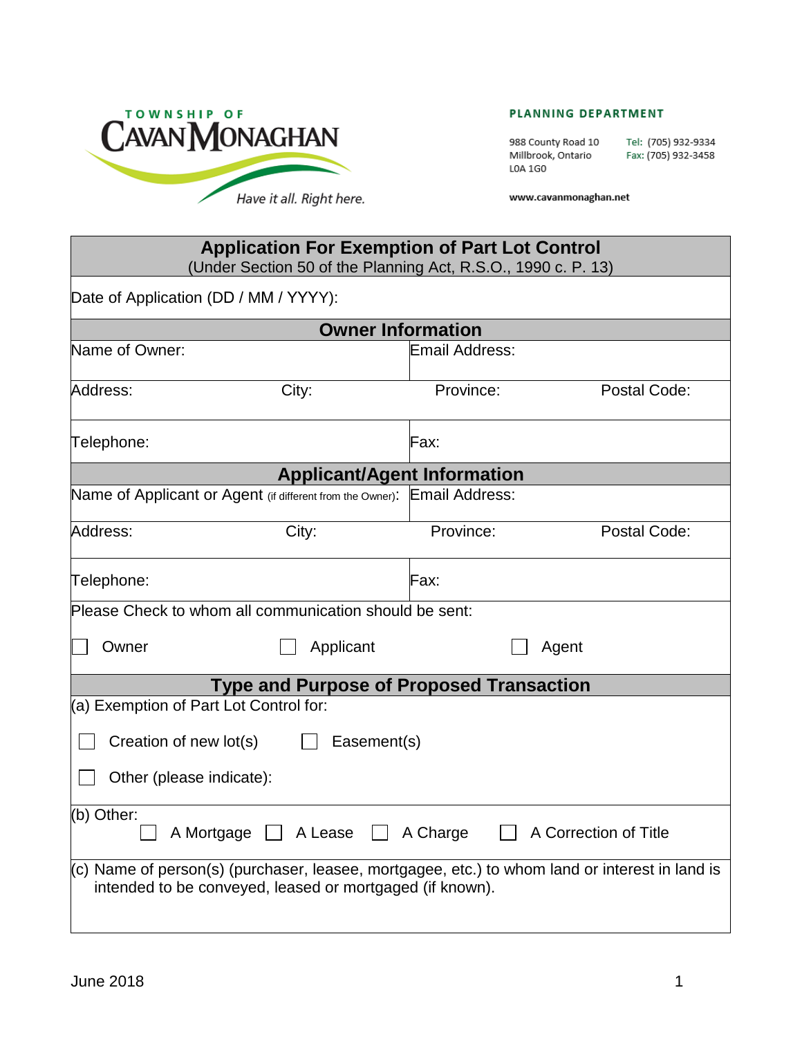TOWNSHIP OF CAVAN MONAGHAN

*Have it all. Right here.*

**PLANNING DEPARTMENT**

988 County Road 10
Millbrook, Ontario
L0A 1G0

Tel: (705) 932-9334
Fax: (705) 932-3458

www.cavanmonaghan.net

# Application For Exemption of Part Lot Control

(Under Section 50 of the Planning Act, R.S.O., 1990 c. P. 13)

Date of Application (DD / MM / YYYY):

## Owner Information

| | | | |
|---|---|---|---|
| Name of Owner: | | Email Address: | |
| Address: | City: | Province: | Postal Code: |
| Telephone: | | Fax: | |

## Applicant/Agent Information

| | | | |
|---|---|---|---|
| Name of Applicant or Agent (if different from the Owner): | | Email Address: | |
| Address: | City: | Province: | Postal Code: |
| Telephone: | | Fax: | |

Please Check to whom all communication should be sent:

☐ Owner ☐ Applicant ☐ Agent

## Type and Purpose of Proposed Transaction

(a) Exemption of Part Lot Control for:

☐ Creation of new lot(s) ☐ Easement(s)

☐ Other (please indicate):

(b) Other:

☐ A Mortgage ☐ A Lease ☐ A Charge ☐ A Correction of Title

(c) Name of person(s) (purchaser, leasee, mortgagee, etc.) to whom land or interest in land is intended to be conveyed, leased or mortgaged (if known).

June 2018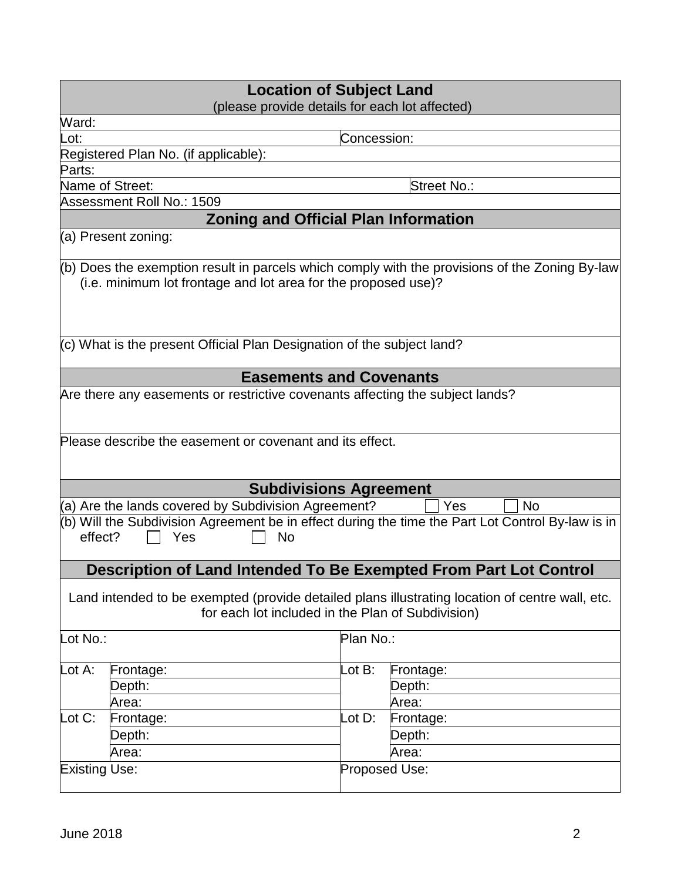## Location of Subject Land

(please provide details for each lot affected)

| | |
|---|---|
| Ward: | |
| Lot: | Concession: |
| Registered Plan No. (if applicable): | |
| Parts: | |
| Name of Street: | Street No.: |
| Assessment Roll No.: 1509 | |

## Zoning and Official Plan Information

(a) Present zoning:

(b) Does the exemption result in parcels which comply with the provisions of the Zoning By-law (i.e. minimum lot frontage and lot area for the proposed use)?

(c) What is the present Official Plan Designation of the subject land?

## Easements and Covenants

Are there any easements or restrictive covenants affecting the subject lands?

Please describe the easement or covenant and its effect.

## Subdivisions Agreement

(a) Are the lands covered by Subdivision Agreement? ☐ Yes ☐ No

(b) Will the Subdivision Agreement be in effect during the time the Part Lot Control By-law is in effect? ☐ Yes ☐ No

## Description of Land Intended To Be Exempted From Part Lot Control

Land intended to be exempted (provide detailed plans illustrating location of centre wall, etc. for each lot included in the Plan of Subdivision)

| | | | |
|---|---|---|---|
| Lot No.: | | Plan No.: | |
| Lot A: | Frontage: | Lot B: | Frontage: |
| | Depth: | | Depth: |
| | Area: | | Area: |
| Lot C: | Frontage: | Lot D: | Frontage: |
| | Depth: | | Depth: |
| | Area: | | Area: |
| Existing Use: | | Proposed Use: | |

June 2018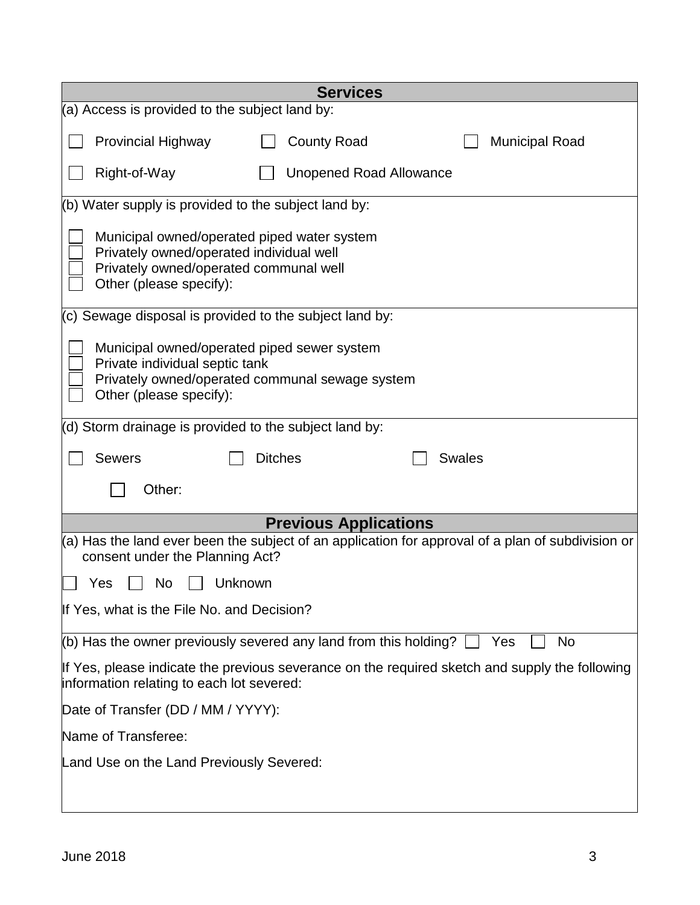## Services

(a) Access is provided to the subject land by:

☐ Provincial Highway ☐ County Road ☐ Municipal Road

☐ Right-of-Way ☐ Unopened Road Allowance

(b) Water supply is provided to the subject land by:

☐ Municipal owned/operated piped water system
☐ Privately owned/operated individual well
☐ Privately owned/operated communal well
☐ Other (please specify):

(c) Sewage disposal is provided to the subject land by:

☐ Municipal owned/operated piped sewer system
☐ Private individual septic tank
☐ Privately owned/operated communal sewage system
☐ Other (please specify):

(d) Storm drainage is provided to the subject land by:

☐ Sewers ☐ Ditches ☐ Swales

☐ Other:

## Previous Applications

(a) Has the land ever been the subject of an application for approval of a plan of subdivision or consent under the Planning Act?

☐ Yes ☐ No ☐ Unknown

If Yes, what is the File No. and Decision?

(b) Has the owner previously severed any land from this holding? ☐ Yes ☐ No

If Yes, please indicate the previous severance on the required sketch and supply the following information relating to each lot severed:

Date of Transfer (DD / MM / YYYY):

Name of Transferee:

Land Use on the Land Previously Severed:

June 2018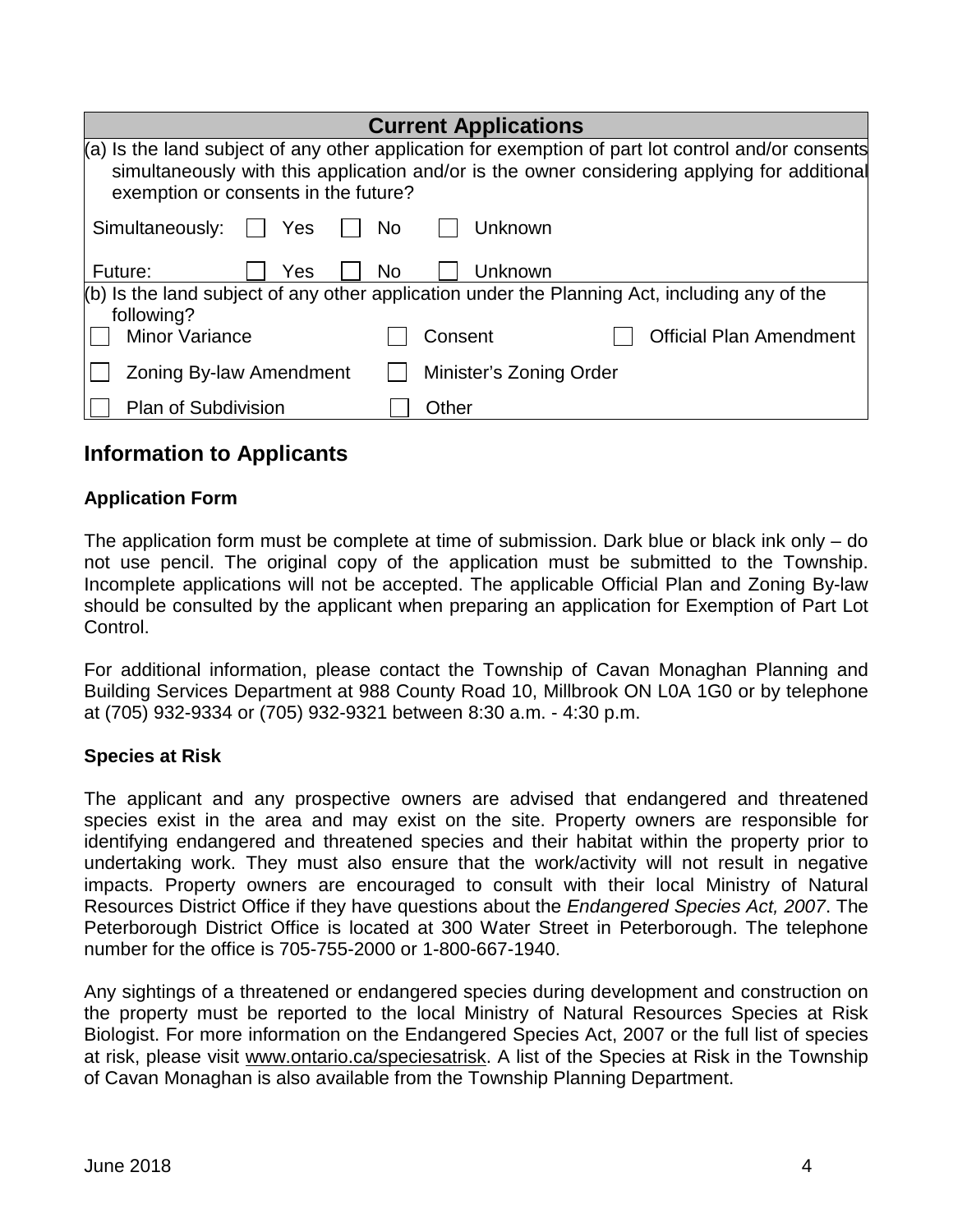| Current Applications | | |
|---|---|---|
| (a) Is the land subject of any other application for exemption of part lot control and/or consents simultaneously with this application and/or is the owner considering applying for additional exemption or consents in the future? | | |
| Simultaneously: ☐ Yes ☐ No ☐ Unknown | | |
| Future: ☐ Yes ☐ No ☐ Unknown | | |
| (b) Is the land subject of any other application under the Planning Act, including any of the following? | | |
| ☐ Minor Variance | ☐ Consent | ☐ Official Plan Amendment |
| ☐ Zoning By-law Amendment | ☐ Minister's Zoning Order | |
| ☐ Plan of Subdivision | ☐ Other | |

## Information to Applicants

### Application Form

The application form must be complete at time of submission. Dark blue or black ink only – do not use pencil. The original copy of the application must be submitted to the Township. Incomplete applications will not be accepted. The applicable Official Plan and Zoning By-law should be consulted by the applicant when preparing an application for Exemption of Part Lot Control.

For additional information, please contact the Township of Cavan Monaghan Planning and Building Services Department at 988 County Road 10, Millbrook ON L0A 1G0 or by telephone at (705) 932-9334 or (705) 932-9321 between 8:30 a.m. - 4:30 p.m.

### Species at Risk

The applicant and any prospective owners are advised that endangered and threatened species exist in the area and may exist on the site. Property owners are responsible for identifying endangered and threatened species and their habitat within the property prior to undertaking work. They must also ensure that the work/activity will not result in negative impacts. Property owners are encouraged to consult with their local Ministry of Natural Resources District Office if they have questions about the *Endangered Species Act, 2007*. The Peterborough District Office is located at 300 Water Street in Peterborough. The telephone number for the office is 705-755-2000 or 1-800-667-1940.

Any sightings of a threatened or endangered species during development and construction on the property must be reported to the local Ministry of Natural Resources Species at Risk Biologist. For more information on the Endangered Species Act, 2007 or the full list of species at risk, please visit www.ontario.ca/speciesatrisk. A list of the Species at Risk in the Township of Cavan Monaghan is also available from the Township Planning Department.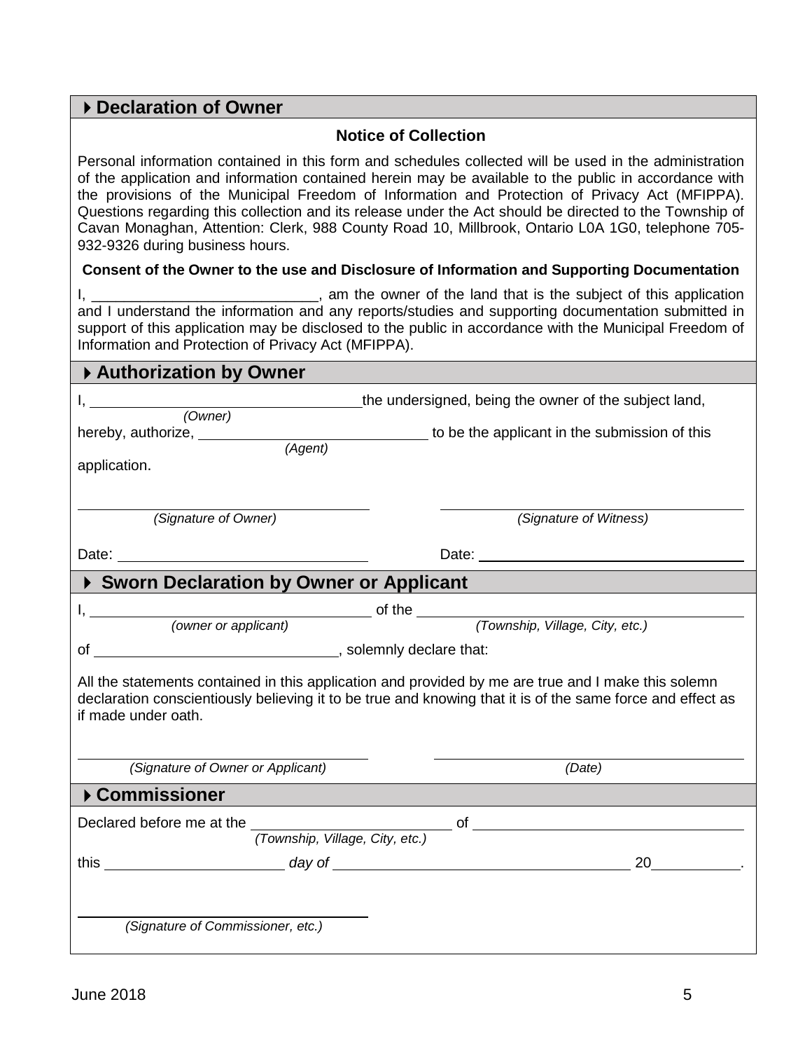## ▸ Declaration of Owner

**Notice of Collection**

Personal information contained in this form and schedules collected will be used in the administration of the application and information contained herein may be available to the public in accordance with the provisions of the Municipal Freedom of Information and Protection of Privacy Act (MFIPPA). Questions regarding this collection and its release under the Act should be directed to the Township of Cavan Monaghan, Attention: Clerk, 988 County Road 10, Millbrook, Ontario L0A 1G0, telephone 705-932-9326 during business hours.

**Consent of the Owner to the use and Disclosure of Information and Supporting Documentation**

I, ____________________________, am the owner of the land that is the subject of this application and I understand the information and any reports/studies and supporting documentation submitted in support of this application may be disclosed to the public in accordance with the Municipal Freedom of Information and Protection of Privacy Act (MFIPPA).

## ▸ Authorization by Owner

I, ____________________________ *(Owner)* the undersigned, being the owner of the subject land,

hereby, authorize, ____________________________ *(Agent)* to be the applicant in the submission of this application.

____________________________
*(Signature of Owner)*

____________________________
*(Signature of Witness)*

Date: ____________________________

Date: ____________________________

## ▸ Sworn Declaration by Owner or Applicant

I, ____________________________ *(owner or applicant)* of the ____________________________ *(Township, Village, City, etc.)*

of ____________________________, solemnly declare that:

All the statements contained in this application and provided by me are true and I make this solemn declaration conscientiously believing it to be true and knowing that it is of the same force and effect as if made under oath.

____________________________
*(Signature of Owner or Applicant)*

____________________________
*(Date)*

## ▸ Commissioner

Declared before me at the ____________________________ *(Township, Village, City, etc.)* of ____________________________

this ____________________ *day of* ____________________________ 20__________.

____________________________
*(Signature of Commissioner, etc.)*

June 2018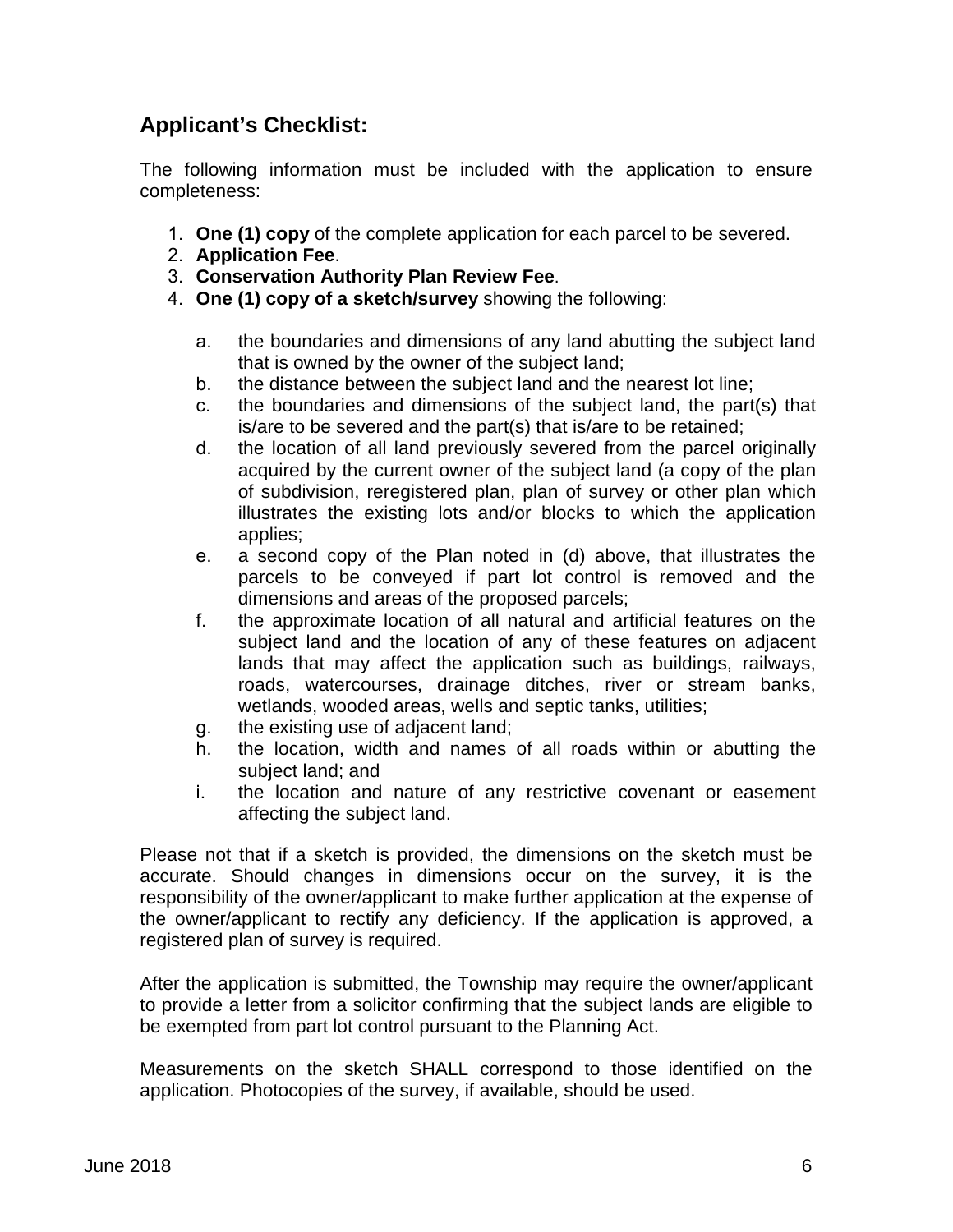## Applicant's Checklist:

The following information must be included with the application to ensure completeness:

1. **One (1) copy** of the complete application for each parcel to be severed.
2. **Application Fee**.
3. **Conservation Authority Plan Review Fee**.
4. **One (1) copy of a sketch/survey** showing the following:

   a. the boundaries and dimensions of any land abutting the subject land that is owned by the owner of the subject land;
   b. the distance between the subject land and the nearest lot line;
   c. the boundaries and dimensions of the subject land, the part(s) that is/are to be severed and the part(s) that is/are to be retained;
   d. the location of all land previously severed from the parcel originally acquired by the current owner of the subject land (a copy of the plan of subdivision, reregistered plan, plan of survey or other plan which illustrates the existing lots and/or blocks to which the application applies;
   e. a second copy of the Plan noted in (d) above, that illustrates the parcels to be conveyed if part lot control is removed and the dimensions and areas of the proposed parcels;
   f. the approximate location of all natural and artificial features on the subject land and the location of any of these features on adjacent lands that may affect the application such as buildings, railways, roads, watercourses, drainage ditches, river or stream banks, wetlands, wooded areas, wells and septic tanks, utilities;
   g. the existing use of adjacent land;
   h. the location, width and names of all roads within or abutting the subject land; and
   i. the location and nature of any restrictive covenant or easement affecting the subject land.

Please not that if a sketch is provided, the dimensions on the sketch must be accurate. Should changes in dimensions occur on the survey, it is the responsibility of the owner/applicant to make further application at the expense of the owner/applicant to rectify any deficiency. If the application is approved, a registered plan of survey is required.

After the application is submitted, the Township may require the owner/applicant to provide a letter from a solicitor confirming that the subject lands are eligible to be exempted from part lot control pursuant to the Planning Act.

Measurements on the sketch SHALL correspond to those identified on the application. Photocopies of the survey, if available, should be used.